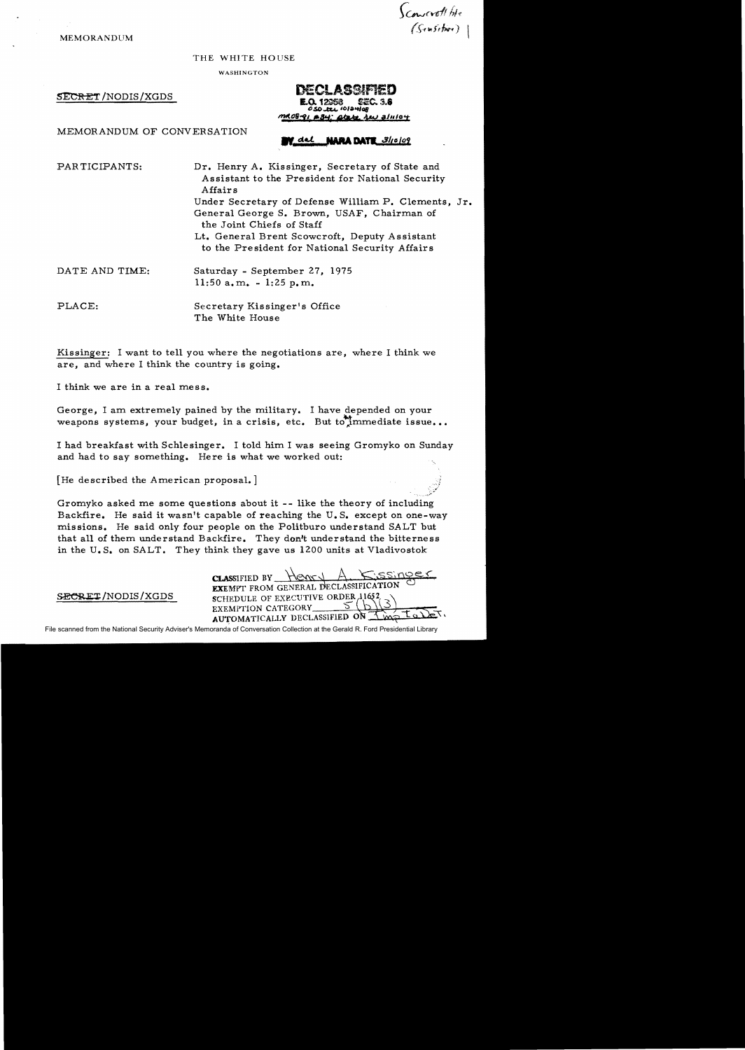Scowcroft file (Sensitive)

MEMORANDUM

THE WHITE HOUSE

WASHINGTON

SECRET/NODIS/XGDS

**DECLASSIFIED**
E.O. 12958 SEC. 3.6
OSD ltr 10/24/08
MR 08-91, #84; state ltr 2/11/04
BY dal NARA DATE 3/10/09

MEMORANDUM OF CONVERSATION

PARTICIPANTS: Dr. Henry A. Kissinger, Secretary of State and Assistant to the President for National Security Affairs
Under Secretary of Defense William P. Clements, Jr.
General George S. Brown, USAF, Chairman of the Joint Chiefs of Staff
Lt. General Brent Scowcroft, Deputy Assistant to the President for National Security Affairs

DATE AND TIME: Saturday - September 27, 1975
11:50 a.m. - 1:25 p.m.

PLACE: Secretary Kissinger's Office
The White House

Kissinger: I want to tell you where the negotiations are, where I think we are, and where I think the country is going.

I think we are in a real mess.

George, I am extremely pained by the military. I have depended on your weapons systems, your budget, in a crisis, etc. But to an immediate issue...

I had breakfast with Schlesinger. I told him I was seeing Gromyko on Sunday and had to say something. Here is what we worked out:

[He described the American proposal.]

Gromyko asked me some questions about it -- like the theory of including Backfire. He said it wasn't capable of reaching the U.S. except on one-way missions. He said only four people on the Politburo understand SALT but that all of them understand Backfire. They don't understand the bitterness in the U.S. on SALT. They think they gave us 1200 units at Vladivostok

SECRET/NODIS/XGDS

CLASSIFIED BY Henry A. Kissinger
EXEMPT FROM GENERAL DECLASSIFICATION SCHEDULE OF EXECUTIVE ORDER 11652
EXEMPTION CATEGORY 5(b)(3)
AUTOMATICALLY DECLASSIFIED ON Imp to det.

File scanned from the National Security Adviser's Memoranda of Conversation Collection at the Gerald R. Ford Presidential Library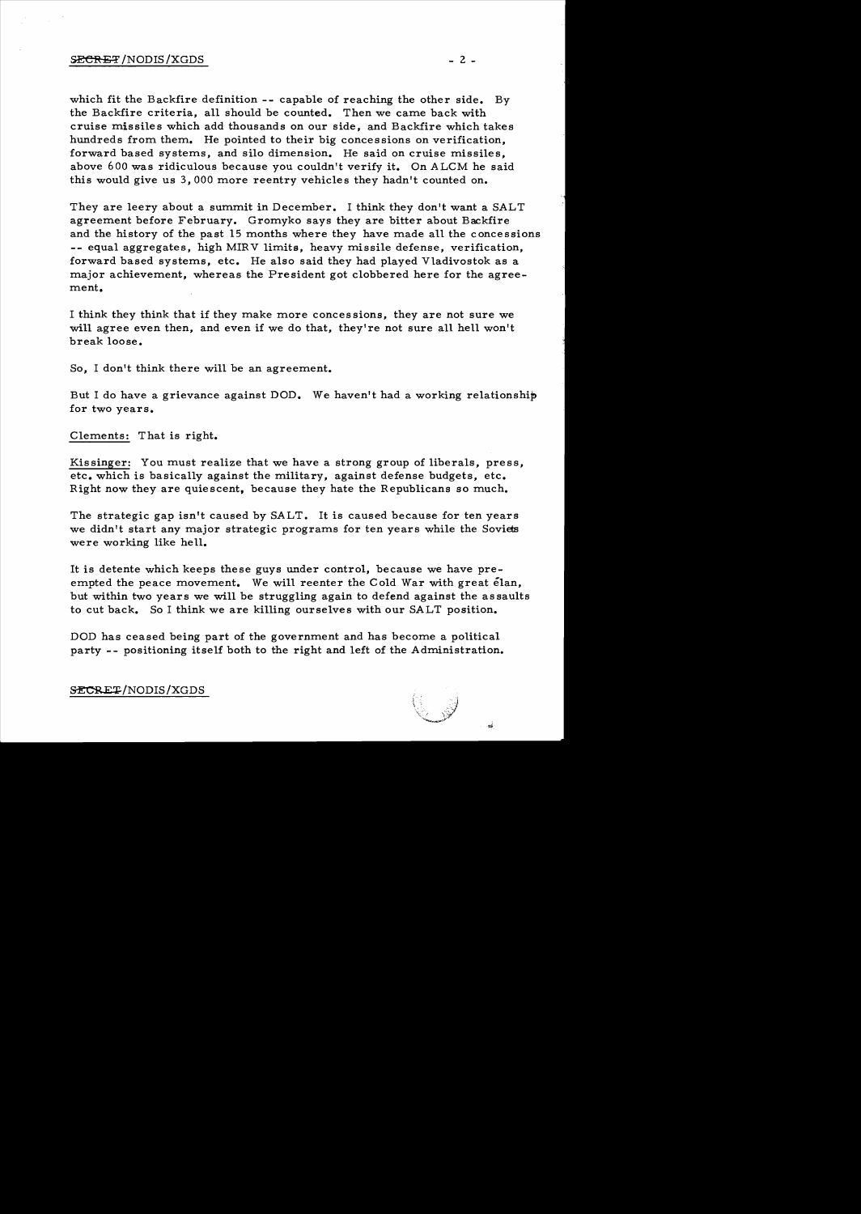which fit the Backfire definition -- capable of reaching the other side. By the Backfire criteria, all should be counted. Then we came back with cruise missiles which add thousands on our side, and Backfire which takes hundreds from them. He pointed to their big concessions on verification, forward based systems, and silo dimension. He said on cruise missiles, above 600 was ridiculous because you couldn't verify it. On ALCM he said this would give us 3,000 more reentry vehicles they hadn't counted on.

They are leery about a summit in December. I think they don't want a SALT agreement before February. Gromyko says they are bitter about Backfire and the history of the past 15 months where they have made all the concessions -- equal aggregates, high MIRV limits, heavy missile defense, verification, forward based systems, etc. He also said they had played Vladivostok as a major achievement, whereas the President got clobbered here for the agreement.

I think they think that if they make more concessions, they are not sure we will agree even then, and even if we do that, they're not sure all hell won't break loose.

So, I don't think there will be an agreement.

But I do have a grievance against DOD. We haven't had a working relationship for two years.

Clements: That is right.

Kissinger: You must realize that we have a strong group of liberals, press, etc. which is basically against the military, against defense budgets, etc. Right now they are quiescent, because they hate the Republicans so much.

The strategic gap isn't caused by SALT. It is caused because for ten years we didn't start any major strategic programs for ten years while the Soviets were working like hell.

It is detente which keeps these guys under control, because we have pre-empted the peace movement. We will reenter the Cold War with great élan, but within two years we will be struggling again to defend against the assaults to cut back. So I think we are killing ourselves with our SALT position.

DOD has ceased being part of the government and has become a political party -- positioning itself both to the right and left of the Administration.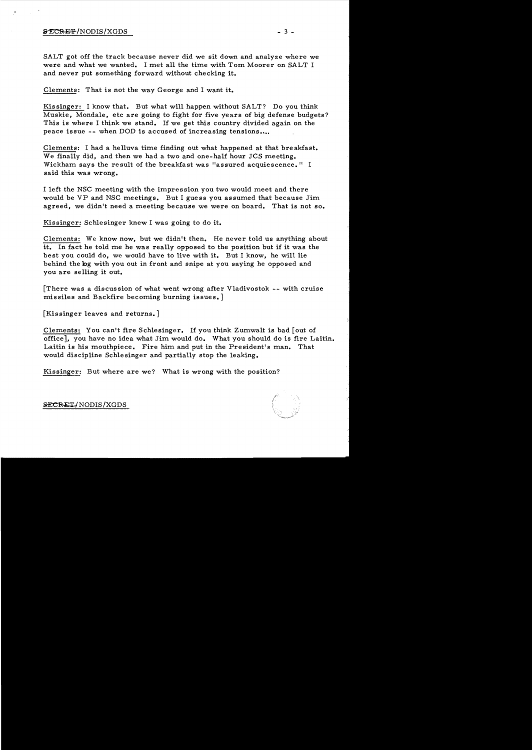SALT got off the track because never did we sit down and analyze where we were and what we wanted. I met all the time with Tom Moorer on SALT I and never put something forward without checking it.

Clements: That is not the way George and I want it.

Kissinger: I know that. But what will happen without SALT? Do you think Muskie, Mondale, etc are going to fight for five years of big defense budgets? This is where I think we stand. If we get this country divided again on the peace issue -- when DOD is accused of increasing tensions....

Clements: I had a helluva time finding out what happened at that breakfast. We finally did, and then we had a two and one-half hour JCS meeting. Wickham says the result of the breakfast was "assured acquiescence." I said this was wrong.

I left the NSC meeting with the impression you two would meet and there would be VP and NSC meetings. But I guess you assumed that because Jim agreed, we didn't need a meeting because we were on board. That is not so.

Kissinger: Schlesinger knew I was going to do it.

Clements: We know now, but we didn't then. He never told us anything about it. In fact he told me he was really opposed to the position but if it was the best you could do, we would have to live with it. But I know, he will lie behind the log with you out in front and snipe at you saying he opposed and you are selling it out.

[There was a discussion of what went wrong after Vladivostok -- with cruise missiles and Backfire becoming burning issues.]

[Kissinger leaves and returns.]

Clements: You can't fire Schlesinger. If you think Zumwalt is bad [out of office], you have no idea what Jim would do. What you should do is fire Laitin. Laitin is his mouthpiece. Fire him and put in the President's man. That would discipline Schlesinger and partially stop the leaking.

Kissinger: But where are we? What is wrong with the position?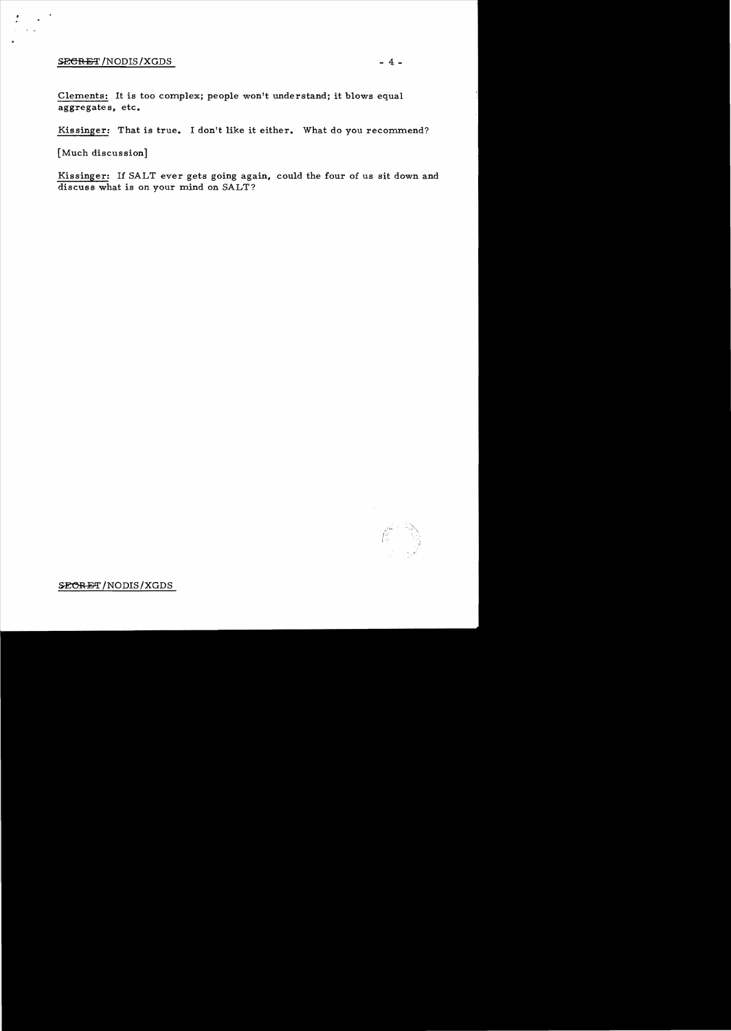Clements: It is too complex; people won't understand; it blows equal aggregates, etc.

Kissinger: That is true. I don't like it either. What do you recommend?

[Much discussion]

Kissinger: If SALT ever gets going again, could the four of us sit down and discuss what is on your mind on SALT?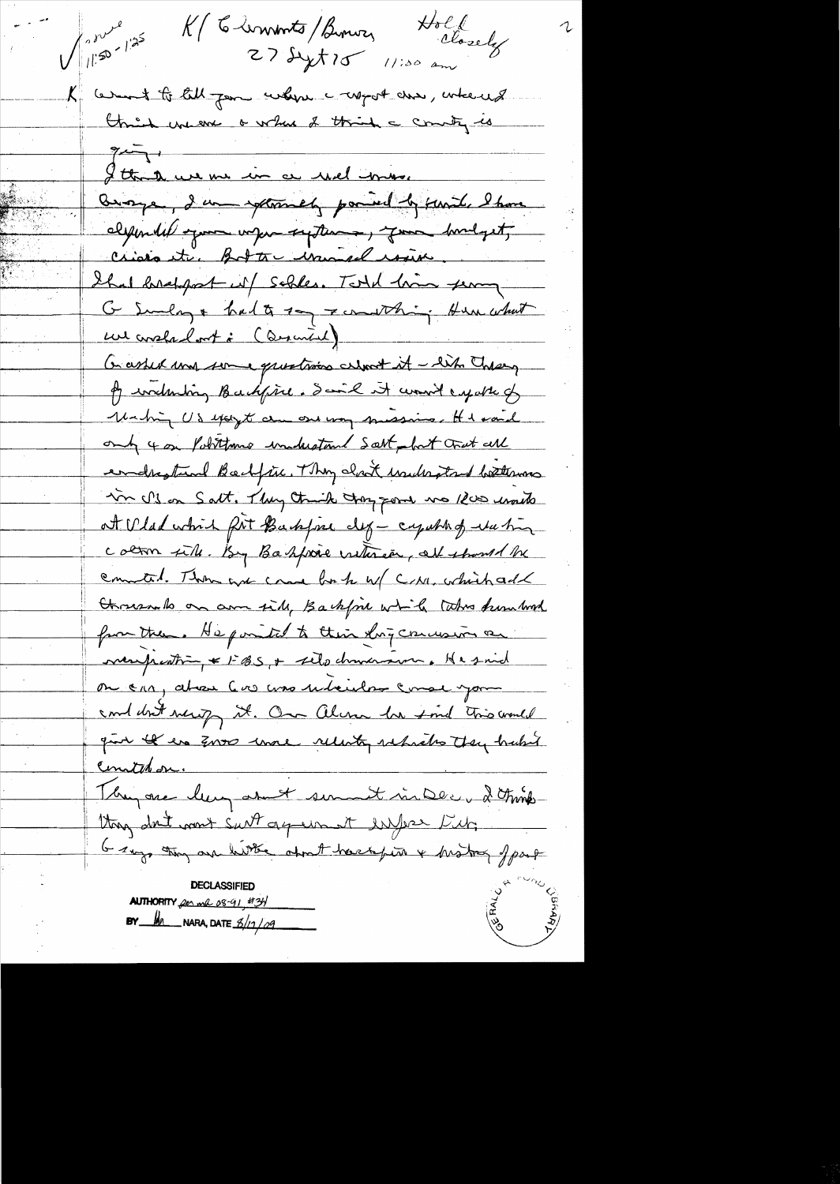✓ 11:50-12:25 — K/Clements/Brown — Held closely — 27 Sept 75 — 11:30 am

K Want to tell you where we are, where we think we are & where I think country is going.

I think we are in a real mess.

George, I am extremely pained by Smith. I have defended your weapon systems, your budget, crisis etc. But the unusual response.

I had breakfast w/ Schles. Told him per my G Sunday & had to say something. Here what we worked out: (described)

Gr asked me some questions about it – like theory of including Backfire. I said it wouldn't capable of reaching US except on one way missions. He said only 4 or Pentagon understand Salt – but that all understand Backfire. They don't understand bottoms in US on Salt. They think they gave us 1200 limit at Vlad which put Backfire dif – capable of reaching continental US. By Backfire criterion, all should be counted. Then we came back w/ CM, which add thousands on our side, Backfire which takes hundred from them. He pointed to their big concession on verification & FBS, & silo dimension. He said on CM, above 600 was unilateral cause you couldn't verify it. On Aliens he said this would give US a 2000 more velocity vehicles they hadn't counted on.

They are leery about summit in Dec. & I think they don't want Salt agreement before Feb. G says they are bitter about treatment & history of past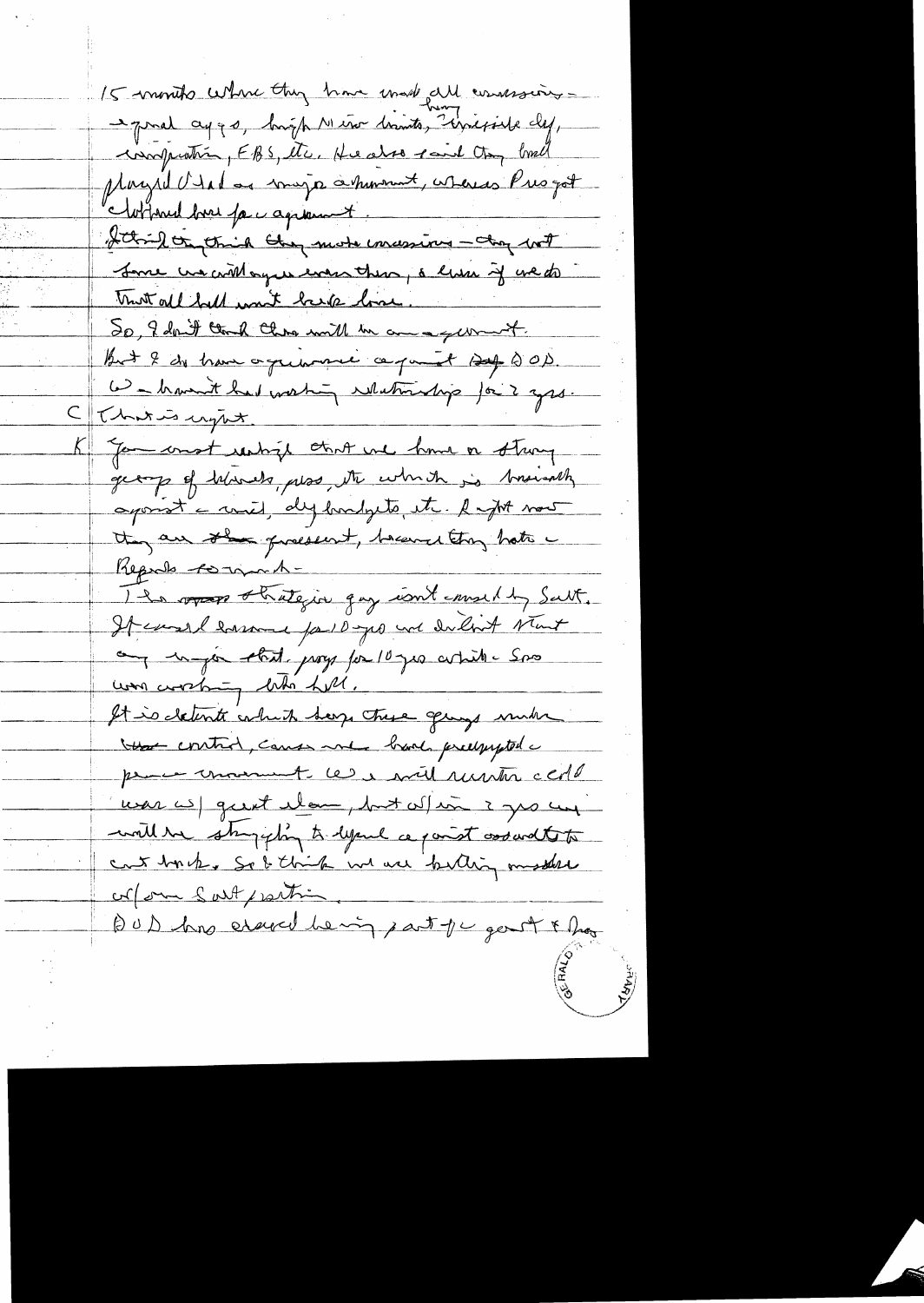15 months where they have made all concessions – equal aggs, high MIRV limits, [heavy] missile def, verification, FBS, etc. He also said they had played Vlad as major achievement, whereas Pres got clobbered here for agreement.

I think they think they made concessions – they will force we will agree even then, & even if we do that all hell won't break loose.

So, I don't think there will be an agreement.

But I do have agreement against ~~Def~~ DOD.

W – haven't had working relationship for 2 yrs.

C That is right.

K You must realize that we have a strong group of liberals, press, etc which is basically against – anti, def budgets, etc. Right now they are ~~the~~ quiescent, because they hate Reagan so much –

The ~~major~~ strategic guy isn't caused by Salt. It would become for 10 yrs we didn't start any major strat. progs for 10 yrs while Sov were working like hell.

It is detente which keeps these guys under ~~the~~ control, cause we have preempted peace movement. We will run a cold war w/ great elan, but w/in 2 yrs we will be struggling to defend against assault to cut back. So I think we are better off w/ Salt position.

DOD has ceased being part of govt & they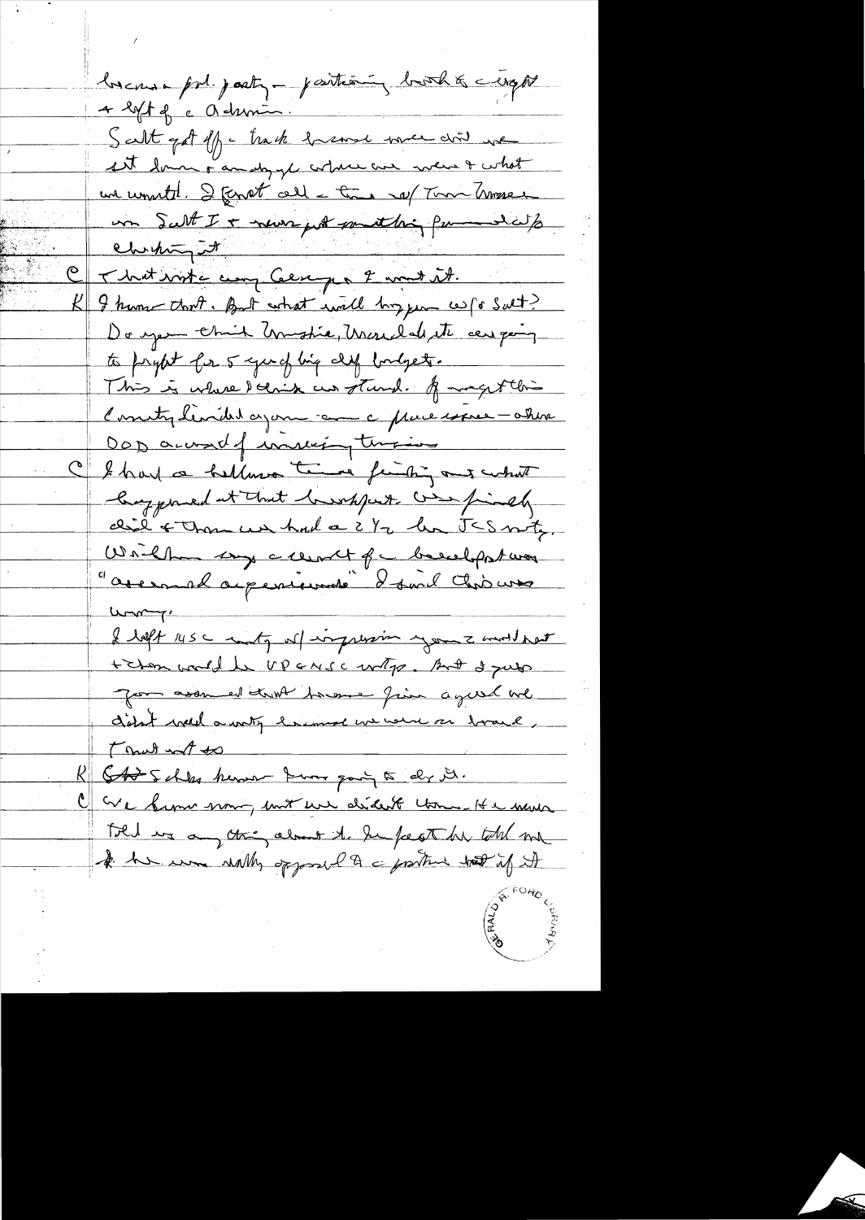became pol. party – positioning both to right + left of the Admin.

Salt got off the track because once did we sit down + analyze where we were + what we wanted. I spent all the time w/ Tom Moorer on Salt I + never put anything forward w/o clearing it.

C That wasn't every Congress & want it.

K I know that. But what will happen w/o Salt? Do you think Muskie, Mansfield, etc. are going to fight for 5 years of big def budgets. This is where I think we stand. If we get this Country divided again on a peace issue – where DOD accused of increasing tensions

C I had a helluva time finding out what happened at that breakfast. We finally did + then we had a 2 1/2 hr JCS mtg. Walter says a record of the breakfast was "assessed as pernicious" I said this was wrong.

I left NSC mtg w/ impression your 2 would not + Schlesinger would be VP + NSC mtgs. But I guess you assumed that because Jim agreed we didn't need a mtg because we were on board.

I must not to

K Schles knew how going to do it.

C We knew now, but we didn't then. He never told us anything about it. In fact he told me he was really opposed to the position but if it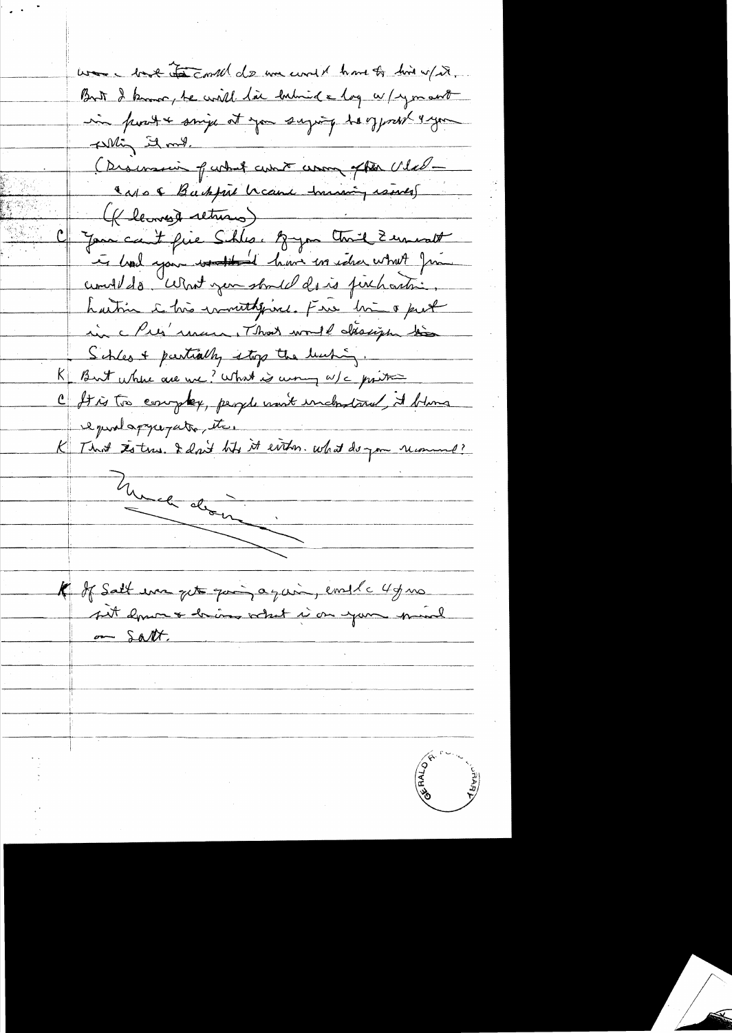were a bust I could do we would have to live w/it.
But I know, he will lie behind a log w/ a smart
in front & snipe at you saying he opposed & you
telling them not.

(Discussion of what went wrong after Vlad—
& also Backfire because training issues)

(K leaves & returns)

C You can't fire Schles. If you think Zumwalt
is bad you wouldn't have no idea what Jim
would do. What you should do is first outline
 his unworthiness. Fire him & put
in a Pres' man. That would discipline his
Schles & partially stop the leaking.

K But where are we? What is wrong w/c position

C It is too complex, people won't understand, it blurs
equal aggregates, etc.

K That is true. I don't like it either. What do you recommend?

Much discussion

K If Salt ever gets going again, could c 4 of us
sit down & discuss what is on your mind
on Salt.